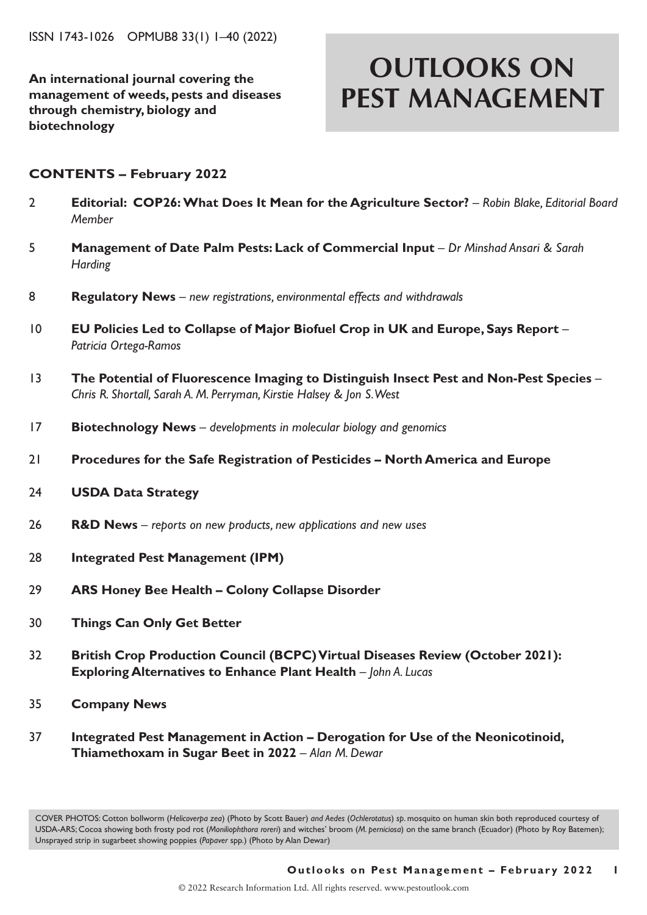ISSN 1743-1026 OPMUB8 33(1) 1–40 (2022)

**An international journal covering the management of weeds, pests and diseases through chemistry, biology and biotechnology**

# OUTLOOKS ON PEST MANAGEMENT

## CONTENTS – February 2022

2 **Editorial: COP26: What Does It Mean for the Agriculture Sector?** – *Robin Blake, Editorial Board Member*

5 **Management of Date Palm Pests: Lack of Commercial Input** – *Dr Minshad Ansari & Sarah Harding*

8 **Regulatory News** – *new registrations, environmental effects and withdrawals*

10 **EU Policies Led to Collapse of Major Biofuel Crop in UK and Europe, Says Report** – *Patricia Ortega-Ramos*

13 **The Potential of Fluorescence Imaging to Distinguish Insect Pest and Non-Pest Species** – *Chris R. Shortall, Sarah A. M. Perryman, Kirstie Halsey & Jon S. West*

17 **Biotechnology News** – *developments in molecular biology and genomics*

21 **Procedures for the Safe Registration of Pesticides – North America and Europe**

24 **USDA Data Strategy**

26 **R&D News** – *reports on new products, new applications and new uses*

28 **Integrated Pest Management (IPM)**

29 **ARS Honey Bee Health – Colony Collapse Disorder**

30 **Things Can Only Get Better**

32 **British Crop Production Council (BCPC) Virtual Diseases Review (October 2021): Exploring Alternatives to Enhance Plant Health** – *John A. Lucas*

35 **Company News**

37 **Integrated Pest Management in Action – Derogation for Use of the Neonicotinoid, Thiamethoxam in Sugar Beet in 2022** – *Alan M. Dewar*

COVER PHOTOS: Cotton bollworm (*Helicoverpa zea*) (Photo by Scott Bauer) *and Aedes* (*Ochlerotatus*) *sp.* mosquito on human skin both reproduced courtesy of USDA-ARS; Cocoa showing both frosty pod rot (*Moniliophthora roreri*) and witches' broom (*M. perniciosa*) on the same branch (Ecuador) (Photo by Roy Batemen); Unsprayed strip in sugarbeet showing poppies (*Papaver* spp.) (Photo by Alan Dewar)

© 2022 Research Information Ltd. All rights reserved. www.pestoutlook.com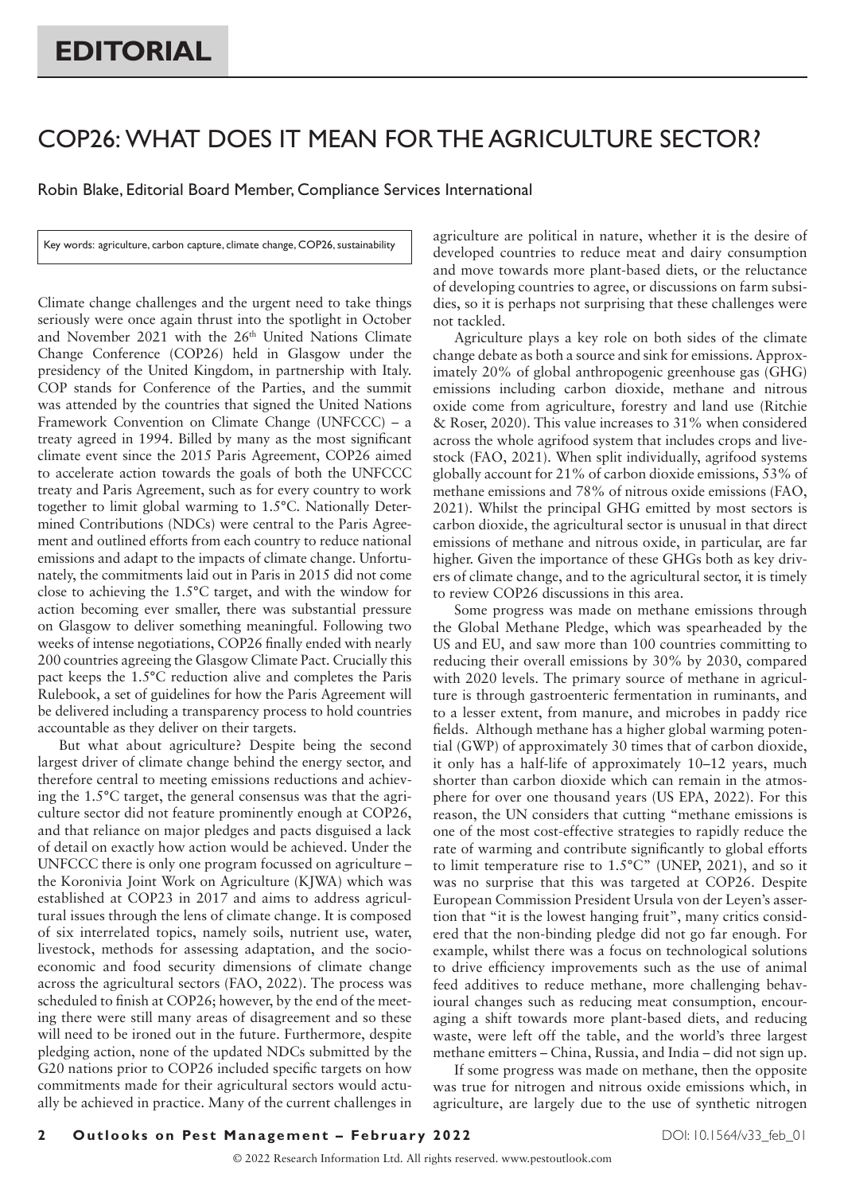# EDITORIAL

## COP26: WHAT DOES IT MEAN FOR THE AGRICULTURE SECTOR?

Robin Blake, Editorial Board Member, Compliance Services International

Key words: agriculture, carbon capture, climate change, COP26, sustainability

Climate change challenges and the urgent need to take things seriously were once again thrust into the spotlight in October and November 2021 with the 26th United Nations Climate Change Conference (COP26) held in Glasgow under the presidency of the United Kingdom, in partnership with Italy. COP stands for Conference of the Parties, and the summit was attended by the countries that signed the United Nations Framework Convention on Climate Change (UNFCCC) – a treaty agreed in 1994. Billed by many as the most significant climate event since the 2015 Paris Agreement, COP26 aimed to accelerate action towards the goals of both the UNFCCC treaty and Paris Agreement, such as for every country to work together to limit global warming to 1.5°C. Nationally Determined Contributions (NDCs) were central to the Paris Agreement and outlined efforts from each country to reduce national emissions and adapt to the impacts of climate change. Unfortunately, the commitments laid out in Paris in 2015 did not come close to achieving the 1.5°C target, and with the window for action becoming ever smaller, there was substantial pressure on Glasgow to deliver something meaningful. Following two weeks of intense negotiations, COP26 finally ended with nearly 200 countries agreeing the Glasgow Climate Pact. Crucially this pact keeps the 1.5°C reduction alive and completes the Paris Rulebook, a set of guidelines for how the Paris Agreement will be delivered including a transparency process to hold countries accountable as they deliver on their targets.

But what about agriculture? Despite being the second largest driver of climate change behind the energy sector, and therefore central to meeting emissions reductions and achieving the 1.5°C target, the general consensus was that the agriculture sector did not feature prominently enough at COP26, and that reliance on major pledges and pacts disguised a lack of detail on exactly how action would be achieved. Under the UNFCCC there is only one program focussed on agriculture – the Koronivia Joint Work on Agriculture (KJWA) which was established at COP23 in 2017 and aims to address agricultural issues through the lens of climate change. It is composed of six interrelated topics, namely soils, nutrient use, water, livestock, methods for assessing adaptation, and the socio-economic and food security dimensions of climate change across the agricultural sectors (FAO, 2022). The process was scheduled to finish at COP26; however, by the end of the meeting there were still many areas of disagreement and so these will need to be ironed out in the future. Furthermore, despite pledging action, none of the updated NDCs submitted by the G20 nations prior to COP26 included specific targets on how commitments made for their agricultural sectors would actually be achieved in practice. Many of the current challenges in agriculture are political in nature, whether it is the desire of developed countries to reduce meat and dairy consumption and move towards more plant-based diets, or the reluctance of developing countries to agree, or discussions on farm subsidies, so it is perhaps not surprising that these challenges were not tackled.

Agriculture plays a key role on both sides of the climate change debate as both a source and sink for emissions. Approximately 20% of global anthropogenic greenhouse gas (GHG) emissions including carbon dioxide, methane and nitrous oxide come from agriculture, forestry and land use (Ritchie & Roser, 2020). This value increases to 31% when considered across the whole agrifood system that includes crops and livestock (FAO, 2021). When split individually, agrifood systems globally account for 21% of carbon dioxide emissions, 53% of methane emissions and 78% of nitrous oxide emissions (FAO, 2021). Whilst the principal GHG emitted by most sectors is carbon dioxide, the agricultural sector is unusual in that direct emissions of methane and nitrous oxide, in particular, are far higher. Given the importance of these GHGs both as key drivers of climate change, and to the agricultural sector, it is timely to review COP26 discussions in this area.

Some progress was made on methane emissions through the Global Methane Pledge, which was spearheaded by the US and EU, and saw more than 100 countries committing to reducing their overall emissions by 30% by 2030, compared with 2020 levels. The primary source of methane in agriculture is through gastroenteric fermentation in ruminants, and to a lesser extent, from manure, and microbes in paddy rice fields. Although methane has a higher global warming potential (GWP) of approximately 30 times that of carbon dioxide, it only has a half-life of approximately 10–12 years, much shorter than carbon dioxide which can remain in the atmosphere for over one thousand years (US EPA, 2022). For this reason, the UN considers that cutting "methane emissions is one of the most cost-effective strategies to rapidly reduce the rate of warming and contribute significantly to global efforts to limit temperature rise to 1.5°C" (UNEP, 2021), and so it was no surprise that this was targeted at COP26. Despite European Commission President Ursula von der Leyen's assertion that "it is the lowest hanging fruit", many critics considered that the non-binding pledge did not go far enough. For example, whilst there was a focus on technological solutions to drive efficiency improvements such as the use of animal feed additives to reduce methane, more challenging behavioural changes such as reducing meat consumption, encouraging a shift towards more plant-based diets, and reducing waste, were left off the table, and the world's three largest methane emitters – China, Russia, and India – did not sign up.

If some progress was made on methane, then the opposite was true for nitrogen and nitrous oxide emissions which, in agriculture, are largely due to the use of synthetic nitrogen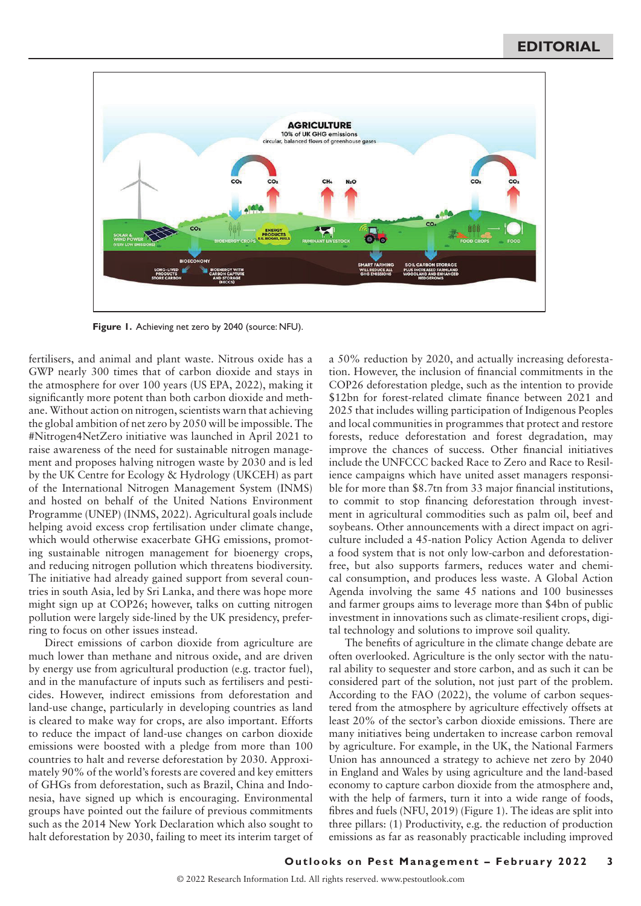Figure 1. Achieving net zero by 2040 (source: NFU).

fertilisers, and animal and plant waste. Nitrous oxide has a GWP nearly 300 times that of carbon dioxide and stays in the atmosphere for over 100 years (US EPA, 2022), making it significantly more potent than both carbon dioxide and methane. Without action on nitrogen, scientists warn that achieving the global ambition of net zero by 2050 will be impossible. The #Nitrogen4NetZero initiative was launched in April 2021 to raise awareness of the need for sustainable nitrogen management and proposes halving nitrogen waste by 2030 and is led by the UK Centre for Ecology & Hydrology (UKCEH) as part of the International Nitrogen Management System (INMS) and hosted on behalf of the United Nations Environment Programme (UNEP) (INMS, 2022). Agricultural goals include helping avoid excess crop fertilisation under climate change, which would otherwise exacerbate GHG emissions, promoting sustainable nitrogen management for bioenergy crops, and reducing nitrogen pollution which threatens biodiversity. The initiative had already gained support from several countries in south Asia, led by Sri Lanka, and there was hope more might sign up at COP26; however, talks on cutting nitrogen pollution were largely side-lined by the UK presidency, preferring to focus on other issues instead.

Direct emissions of carbon dioxide from agriculture are much lower than methane and nitrous oxide, and are driven by energy use from agricultural production (e.g. tractor fuel), and in the manufacture of inputs such as fertilisers and pesticides. However, indirect emissions from deforestation and land-use change, particularly in developing countries as land is cleared to make way for crops, are also important. Efforts to reduce the impact of land-use changes on carbon dioxide emissions were boosted with a pledge from more than 100 countries to halt and reverse deforestation by 2030. Approximately 90% of the world's forests are covered and key emitters of GHGs from deforestation, such as Brazil, China and Indonesia, have signed up which is encouraging. Environmental groups have pointed out the failure of previous commitments such as the 2014 New York Declaration which also sought to halt deforestation by 2030, failing to meet its interim target of a 50% reduction by 2020, and actually increasing deforestation. However, the inclusion of financial commitments in the COP26 deforestation pledge, such as the intention to provide $12bn for forest-related climate finance between 2021 and 2025 that includes willing participation of Indigenous Peoples and local communities in programmes that protect and restore forests, reduce deforestation and forest degradation, may improve the chances of success. Other financial initiatives include the UNFCCC backed Race to Zero and Race to Resilience campaigns which have united asset managers responsible for more than $8.7tn from 33 major financial institutions, to commit to stop financing deforestation through investment in agricultural commodities such as palm oil, beef and soybeans. Other announcements with a direct impact on agriculture included a 45-nation Policy Action Agenda to deliver a food system that is not only low-carbon and deforestation-free, but also supports farmers, reduces water and chemical consumption, and produces less waste. A Global Action Agenda involving the same 45 nations and 100 businesses and farmer groups aims to leverage more than $4bn of public investment in innovations such as climate-resilient crops, digital technology and solutions to improve soil quality.

The benefits of agriculture in the climate change debate are often overlooked. Agriculture is the only sector with the natural ability to sequester and store carbon, and as such it can be considered part of the solution, not just part of the problem. According to the FAO (2022), the volume of carbon sequestered from the atmosphere by agriculture effectively offsets at least 20% of the sector's carbon dioxide emissions. There are many initiatives being undertaken to increase carbon removal by agriculture. For example, in the UK, the National Farmers Union has announced a strategy to achieve net zero by 2040 in England and Wales by using agriculture and the land-based economy to capture carbon dioxide from the atmosphere and, with the help of farmers, turn it into a wide range of foods, fibres and fuels (NFU, 2019) (Figure 1). The ideas are split into three pillars: (1) Productivity, e.g. the reduction of production emissions as far as reasonably practicable including improved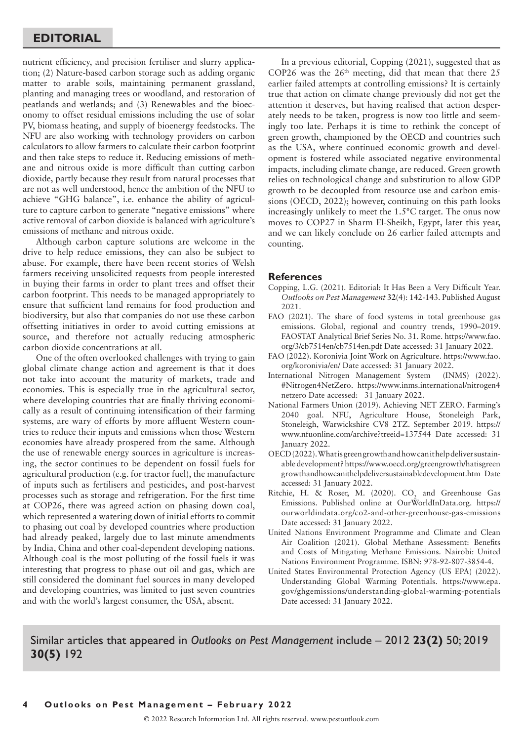nutrient efficiency, and precision fertiliser and slurry application; (2) Nature-based carbon storage such as adding organic matter to arable soils, maintaining permanent grassland, planting and managing trees or woodland, and restoration of peatlands and wetlands; and (3) Renewables and the bioeconomy to offset residual emissions including the use of solar PV, biomass heating, and supply of bioenergy feedstocks. The NFU are also working with technology providers on carbon calculators to allow farmers to calculate their carbon footprint and then take steps to reduce it. Reducing emissions of methane and nitrous oxide is more difficult than cutting carbon dioxide, partly because they result from natural processes that are not as well understood, hence the ambition of the NFU to achieve "GHG balance", i.e. enhance the ability of agriculture to capture carbon to generate "negative emissions" where active removal of carbon dioxide is balanced with agriculture's emissions of methane and nitrous oxide.

Although carbon capture solutions are welcome in the drive to help reduce emissions, they can also be subject to abuse. For example, there have been recent stories of Welsh farmers receiving unsolicited requests from people interested in buying their farms in order to plant trees and offset their carbon footprint. This needs to be managed appropriately to ensure that sufficient land remains for food production and biodiversity, but also that companies do not use these carbon offsetting initiatives in order to avoid cutting emissions at source, and therefore not actually reducing atmospheric carbon dioxide concentrations at all.

One of the often overlooked challenges with trying to gain global climate change action and agreement is that it does not take into account the maturity of markets, trade and economies. This is especially true in the agricultural sector, where developing countries that are finally thriving economically as a result of continuing intensification of their farming systems, are wary of efforts by more affluent Western countries to reduce their inputs and emissions when those Western economies have already prospered from the same. Although the use of renewable energy sources in agriculture is increasing, the sector continues to be dependent on fossil fuels for agricultural production (e.g. for tractor fuel), the manufacture of inputs such as fertilisers and pesticides, and post-harvest processes such as storage and refrigeration. For the first time at COP26, there was agreed action on phasing down coal, which represented a watering down of initial efforts to commit to phasing out coal by developed countries where production had already peaked, largely due to last minute amendments by India, China and other coal-dependent developing nations. Although coal is the most polluting of the fossil fuels it was interesting that progress to phase out oil and gas, which are still considered the dominant fuel sources in many developed and developing countries, was limited to just seven countries and with the world's largest consumer, the USA, absent.

In a previous editorial, Copping (2021), suggested that as COP26 was the 26th meeting, did that mean that there 25 earlier failed attempts at controlling emissions? It is certainly true that action on climate change previously did not get the attention it deserves, but having realised that action desperately needs to be taken, progress is now too little and seemingly too late. Perhaps it is time to rethink the concept of green growth, championed by the OECD and countries such as the USA, where continued economic growth and development is fostered while associated negative environmental impacts, including climate change, are reduced. Green growth relies on technological change and substitution to allow GDP growth to be decoupled from resource use and carbon emissions (OECD, 2022); however, continuing on this path looks increasingly unlikely to meet the 1.5°C target. The onus now moves to COP27 in Sharm El-Sheikh, Egypt, later this year, and we can likely conclude on 26 earlier failed attempts and counting.

## References

Copping, L.G. (2021). Editorial: It Has Been a Very Difficult Year. *Outlooks on Pest Management* **32**(4): 142-143. Published August 2021.

FAO (2021). The share of food systems in total greenhouse gas emissions. Global, regional and country trends, 1990–2019. FAOSTAT Analytical Brief Series No. 31. Rome. https://www.fao.org/3/cb7514en/cb7514en.pdf Date accessed: 31 January 2022.

FAO (2022). Koronivia Joint Work on Agriculture. https://www.fao.org/koronivia/en/ Date accessed: 31 January 2022.

International Nitrogen Management System (INMS) (2022). #Nitrogen4NetZero. https://www.inms.international/nitrogen4netzero Date accessed: 31 January 2022.

National Farmers Union (2019). Achieving NET ZERO. Farming's 2040 goal. NFU, Agriculture House, Stoneleigh Park, Stoneleigh, Warwickshire CV8 2TZ. September 2019. https://www.nfuonline.com/archive?treeid=137544 Date accessed: 31 January 2022.

OECD (2022). What is green growth and how can it help deliver sustainable development? https://www.oecd.org/greengrowth/whatisgreengrowthandhowcanithelpdeliversustainabledevelopment.htm Date accessed: 31 January 2022.

Ritchie, H. & Roser, M. (2020). $CO_2$ and Greenhouse Gas Emissions. Published online at OurWorldInData.org. https://ourworldindata.org/co2-and-other-greenhouse-gas-emissions Date accessed: 31 January 2022.

United Nations Environment Programme and Climate and Clean Air Coalition (2021). Global Methane Assessment: Benefits and Costs of Mitigating Methane Emissions. Nairobi: United Nations Environment Programme. ISBN: 978-92-807-3854-4.

United States Environmental Protection Agency (US EPA) (2022). Understanding Global Warming Potentials. https://www.epa.gov/ghgemissions/understanding-global-warming-potentials Date accessed: 31 January 2022.

Similar articles that appeared in *Outlooks on Pest Management* include – 2012 **23(2)** 50; 2019 **30(5)** 192

© 2022 Research Information Ltd. All rights reserved. www.pestoutlook.com